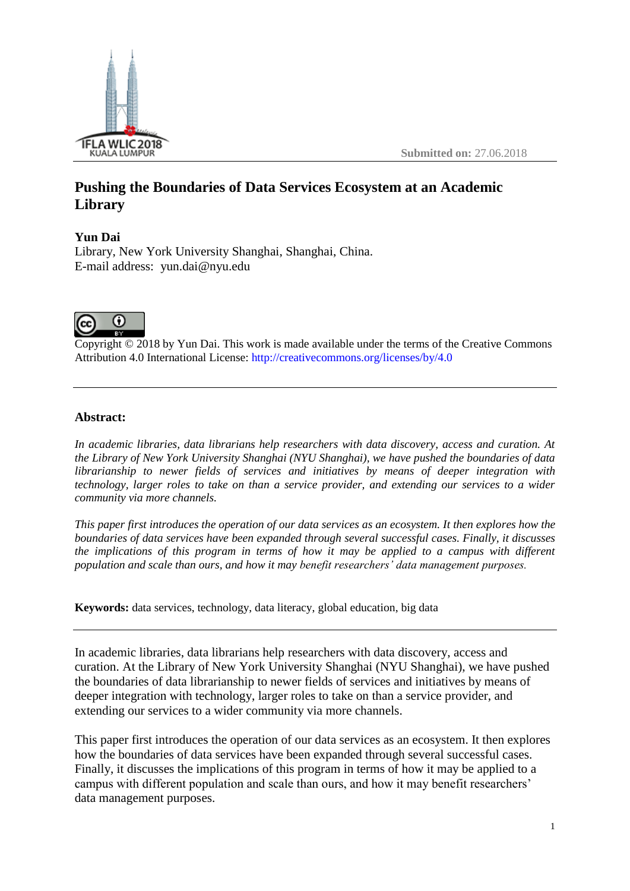Submitted on: 27.06.2018

# Pushing the Boundaries of Data Services Ecosystem at an Academic Library

**Yun Dai**
Library, New York University Shanghai, Shanghai, China.
E-mail address: yun.dai@nyu.edu

Copyright © 2018 by Yun Dai. This work is made available under the terms of the Creative Commons Attribution 4.0 International License: http://creativecommons.org/licenses/by/4.0

---

## Abstract:

*In academic libraries, data librarians help researchers with data discovery, access and curation. At the Library of New York University Shanghai (NYU Shanghai), we have pushed the boundaries of data librarianship to newer fields of services and initiatives by means of deeper integration with technology, larger roles to take on than a service provider, and extending our services to a wider community via more channels.*

*This paper first introduces the operation of our data services as an ecosystem. It then explores how the boundaries of data services have been expanded through several successful cases. Finally, it discusses the implications of this program in terms of how it may be applied to a campus with different population and scale than ours, and how it may benefit researchers' data management purposes.*

**Keywords:** data services, technology, data literacy, global education, big data

---

In academic libraries, data librarians help researchers with data discovery, access and curation. At the Library of New York University Shanghai (NYU Shanghai), we have pushed the boundaries of data librarianship to newer fields of services and initiatives by means of deeper integration with technology, larger roles to take on than a service provider, and extending our services to a wider community via more channels.

This paper first introduces the operation of our data services as an ecosystem. It then explores how the boundaries of data services have been expanded through several successful cases. Finally, it discusses the implications of this program in terms of how it may be applied to a campus with different population and scale than ours, and how it may benefit researchers' data management purposes.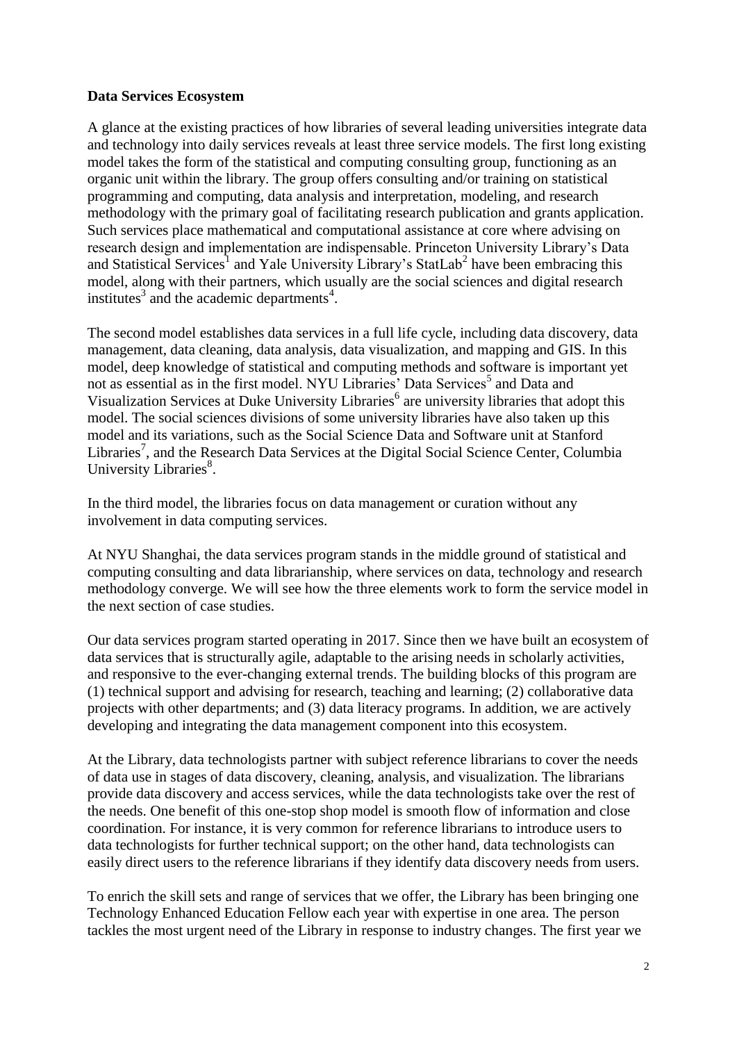**Data Services Ecosystem**

A glance at the existing practices of how libraries of several leading universities integrate data and technology into daily services reveals at least three service models. The first long existing model takes the form of the statistical and computing consulting group, functioning as an organic unit within the library. The group offers consulting and/or training on statistical programming and computing, data analysis and interpretation, modeling, and research methodology with the primary goal of facilitating research publication and grants application. Such services place mathematical and computational assistance at core where advising on research design and implementation are indispensable. Princeton University Library's Data and Statistical Services[1] and Yale University Library's StatLab[2] have been embracing this model, along with their partners, which usually are the social sciences and digital research institutes[3] and the academic departments[4].

The second model establishes data services in a full life cycle, including data discovery, data management, data cleaning, data analysis, data visualization, and mapping and GIS. In this model, deep knowledge of statistical and computing methods and software is important yet not as essential as in the first model. NYU Libraries' Data Services[5] and Data and Visualization Services at Duke University Libraries[6] are university libraries that adopt this model. The social sciences divisions of some university libraries have also taken up this model and its variations, such as the Social Science Data and Software unit at Stanford Libraries[7], and the Research Data Services at the Digital Social Science Center, Columbia University Libraries[8].

In the third model, the libraries focus on data management or curation without any involvement in data computing services.

At NYU Shanghai, the data services program stands in the middle ground of statistical and computing consulting and data librarianship, where services on data, technology and research methodology converge. We will see how the three elements work to form the service model in the next section of case studies.

Our data services program started operating in 2017. Since then we have built an ecosystem of data services that is structurally agile, adaptable to the arising needs in scholarly activities, and responsive to the ever-changing external trends. The building blocks of this program are (1) technical support and advising for research, teaching and learning; (2) collaborative data projects with other departments; and (3) data literacy programs. In addition, we are actively developing and integrating the data management component into this ecosystem.

At the Library, data technologists partner with subject reference librarians to cover the needs of data use in stages of data discovery, cleaning, analysis, and visualization. The librarians provide data discovery and access services, while the data technologists take over the rest of the needs. One benefit of this one-stop shop model is smooth flow of information and close coordination. For instance, it is very common for reference librarians to introduce users to data technologists for further technical support; on the other hand, data technologists can easily direct users to the reference librarians if they identify data discovery needs from users.

To enrich the skill sets and range of services that we offer, the Library has been bringing one Technology Enhanced Education Fellow each year with expertise in one area. The person tackles the most urgent need of the Library in response to industry changes. The first year we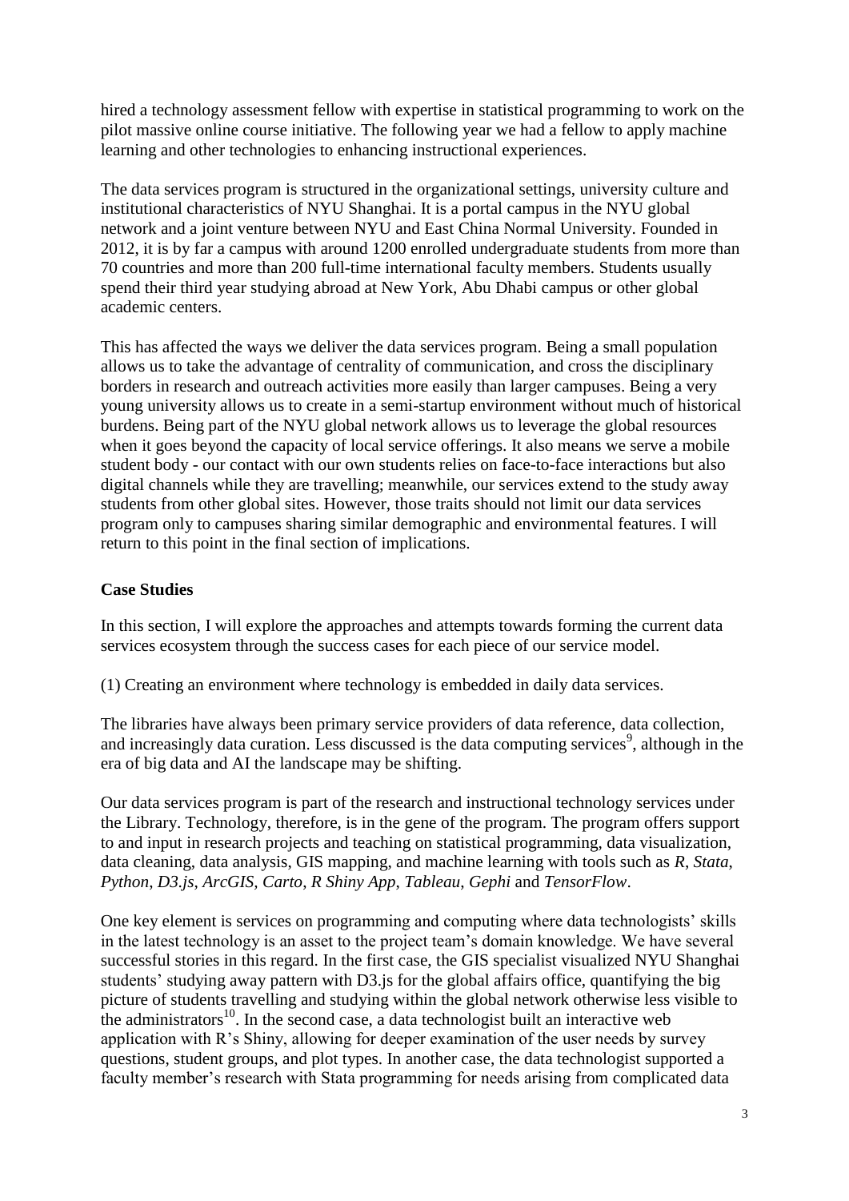hired a technology assessment fellow with expertise in statistical programming to work on the pilot massive online course initiative. The following year we had a fellow to apply machine learning and other technologies to enhancing instructional experiences.

The data services program is structured in the organizational settings, university culture and institutional characteristics of NYU Shanghai. It is a portal campus in the NYU global network and a joint venture between NYU and East China Normal University. Founded in 2012, it is by far a campus with around 1200 enrolled undergraduate students from more than 70 countries and more than 200 full-time international faculty members. Students usually spend their third year studying abroad at New York, Abu Dhabi campus or other global academic centers.

This has affected the ways we deliver the data services program. Being a small population allows us to take the advantage of centrality of communication, and cross the disciplinary borders in research and outreach activities more easily than larger campuses. Being a very young university allows us to create in a semi-startup environment without much of historical burdens. Being part of the NYU global network allows us to leverage the global resources when it goes beyond the capacity of local service offerings. It also means we serve a mobile student body - our contact with our own students relies on face-to-face interactions but also digital channels while they are travelling; meanwhile, our services extend to the study away students from other global sites. However, those traits should not limit our data services program only to campuses sharing similar demographic and environmental features. I will return to this point in the final section of implications.

**Case Studies**

In this section, I will explore the approaches and attempts towards forming the current data services ecosystem through the success cases for each piece of our service model.

(1) Creating an environment where technology is embedded in daily data services.

The libraries have always been primary service providers of data reference, data collection, and increasingly data curation. Less discussed is the data computing services[9], although in the era of big data and AI the landscape may be shifting.

Our data services program is part of the research and instructional technology services under the Library. Technology, therefore, is in the gene of the program. The program offers support to and input in research projects and teaching on statistical programming, data visualization, data cleaning, data analysis, GIS mapping, and machine learning with tools such as *R*, *Stata*, *Python*, *D3.js*, *ArcGIS*, *Carto*, *R Shiny App*, *Tableau*, *Gephi* and *TensorFlow*.

One key element is services on programming and computing where data technologists' skills in the latest technology is an asset to the project team's domain knowledge. We have several successful stories in this regard. In the first case, the GIS specialist visualized NYU Shanghai students' studying away pattern with D3.js for the global affairs office, quantifying the big picture of students travelling and studying within the global network otherwise less visible to the administrators[10]. In the second case, a data technologist built an interactive web application with R's Shiny, allowing for deeper examination of the user needs by survey questions, student groups, and plot types. In another case, the data technologist supported a faculty member's research with Stata programming for needs arising from complicated data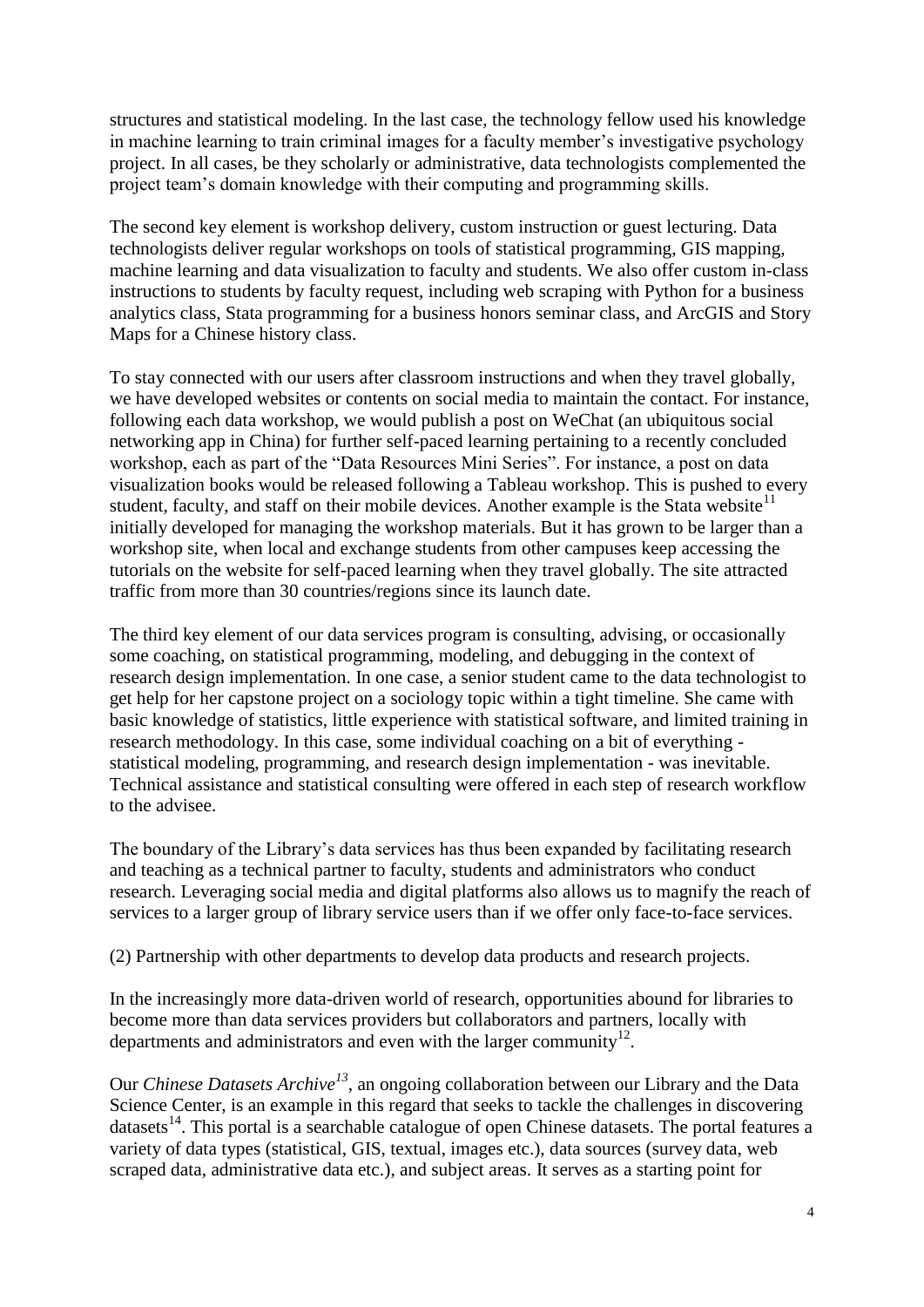structures and statistical modeling. In the last case, the technology fellow used his knowledge in machine learning to train criminal images for a faculty member's investigative psychology project. In all cases, be they scholarly or administrative, data technologists complemented the project team's domain knowledge with their computing and programming skills.

The second key element is workshop delivery, custom instruction or guest lecturing. Data technologists deliver regular workshops on tools of statistical programming, GIS mapping, machine learning and data visualization to faculty and students. We also offer custom in-class instructions to students by faculty request, including web scraping with Python for a business analytics class, Stata programming for a business honors seminar class, and ArcGIS and Story Maps for a Chinese history class.

To stay connected with our users after classroom instructions and when they travel globally, we have developed websites or contents on social media to maintain the contact. For instance, following each data workshop, we would publish a post on WeChat (an ubiquitous social networking app in China) for further self-paced learning pertaining to a recently concluded workshop, each as part of the "Data Resources Mini Series". For instance, a post on data visualization books would be released following a Tableau workshop. This is pushed to every student, faculty, and staff on their mobile devices. Another example is the Stata website[11] initially developed for managing the workshop materials. But it has grown to be larger than a workshop site, when local and exchange students from other campuses keep accessing the tutorials on the website for self-paced learning when they travel globally. The site attracted traffic from more than 30 countries/regions since its launch date.

The third key element of our data services program is consulting, advising, or occasionally some coaching, on statistical programming, modeling, and debugging in the context of research design implementation. In one case, a senior student came to the data technologist to get help for her capstone project on a sociology topic within a tight timeline. She came with basic knowledge of statistics, little experience with statistical software, and limited training in research methodology. In this case, some individual coaching on a bit of everything - statistical modeling, programming, and research design implementation - was inevitable. Technical assistance and statistical consulting were offered in each step of research workflow to the advisee.

The boundary of the Library's data services has thus been expanded by facilitating research and teaching as a technical partner to faculty, students and administrators who conduct research. Leveraging social media and digital platforms also allows us to magnify the reach of services to a larger group of library service users than if we offer only face-to-face services.

(2) Partnership with other departments to develop data products and research projects.

In the increasingly more data-driven world of research, opportunities abound for libraries to become more than data services providers but collaborators and partners, locally with departments and administrators and even with the larger community[12].

Our *Chinese Datasets Archive*[13], an ongoing collaboration between our Library and the Data Science Center, is an example in this regard that seeks to tackle the challenges in discovering datasets[14]. This portal is a searchable catalogue of open Chinese datasets. The portal features a variety of data types (statistical, GIS, textual, images etc.), data sources (survey data, web scraped data, administrative data etc.), and subject areas. It serves as a starting point for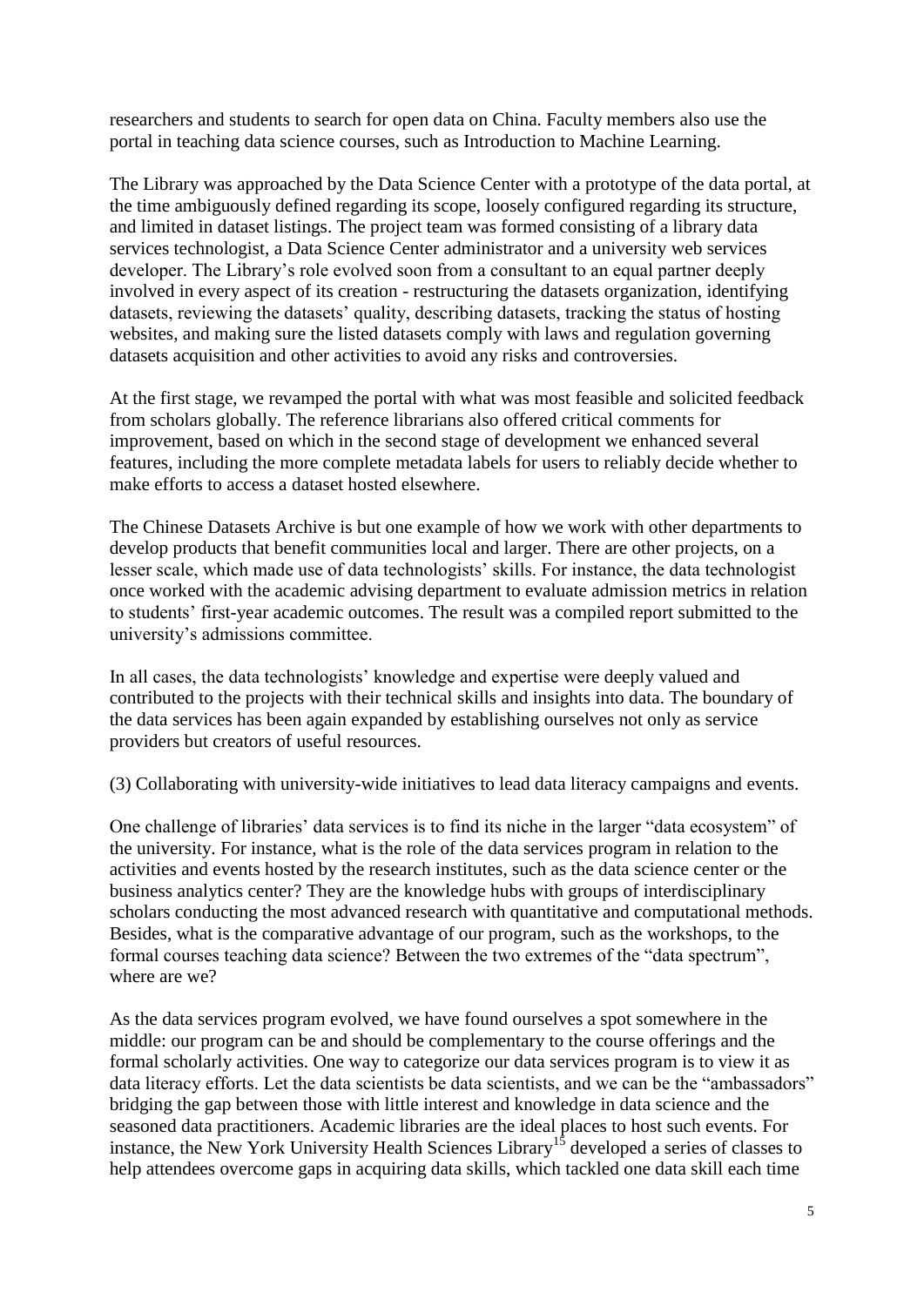researchers and students to search for open data on China. Faculty members also use the portal in teaching data science courses, such as Introduction to Machine Learning.

The Library was approached by the Data Science Center with a prototype of the data portal, at the time ambiguously defined regarding its scope, loosely configured regarding its structure, and limited in dataset listings. The project team was formed consisting of a library data services technologist, a Data Science Center administrator and a university web services developer. The Library's role evolved soon from a consultant to an equal partner deeply involved in every aspect of its creation - restructuring the datasets organization, identifying datasets, reviewing the datasets' quality, describing datasets, tracking the status of hosting websites, and making sure the listed datasets comply with laws and regulation governing datasets acquisition and other activities to avoid any risks and controversies.

At the first stage, we revamped the portal with what was most feasible and solicited feedback from scholars globally. The reference librarians also offered critical comments for improvement, based on which in the second stage of development we enhanced several features, including the more complete metadata labels for users to reliably decide whether to make efforts to access a dataset hosted elsewhere.

The Chinese Datasets Archive is but one example of how we work with other departments to develop products that benefit communities local and larger. There are other projects, on a lesser scale, which made use of data technologists' skills. For instance, the data technologist once worked with the academic advising department to evaluate admission metrics in relation to students' first-year academic outcomes. The result was a compiled report submitted to the university's admissions committee.

In all cases, the data technologists' knowledge and expertise were deeply valued and contributed to the projects with their technical skills and insights into data. The boundary of the data services has been again expanded by establishing ourselves not only as service providers but creators of useful resources.

(3) Collaborating with university-wide initiatives to lead data literacy campaigns and events.

One challenge of libraries' data services is to find its niche in the larger "data ecosystem" of the university. For instance, what is the role of the data services program in relation to the activities and events hosted by the research institutes, such as the data science center or the business analytics center? They are the knowledge hubs with groups of interdisciplinary scholars conducting the most advanced research with quantitative and computational methods. Besides, what is the comparative advantage of our program, such as the workshops, to the formal courses teaching data science? Between the two extremes of the "data spectrum", where are we?

As the data services program evolved, we have found ourselves a spot somewhere in the middle: our program can be and should be complementary to the course offerings and the formal scholarly activities. One way to categorize our data services program is to view it as data literacy efforts. Let the data scientists be data scientists, and we can be the "ambassadors" bridging the gap between those with little interest and knowledge in data science and the seasoned data practitioners. Academic libraries are the ideal places to host such events. For instance, the New York University Health Sciences Library[15] developed a series of classes to help attendees overcome gaps in acquiring data skills, which tackled one data skill each time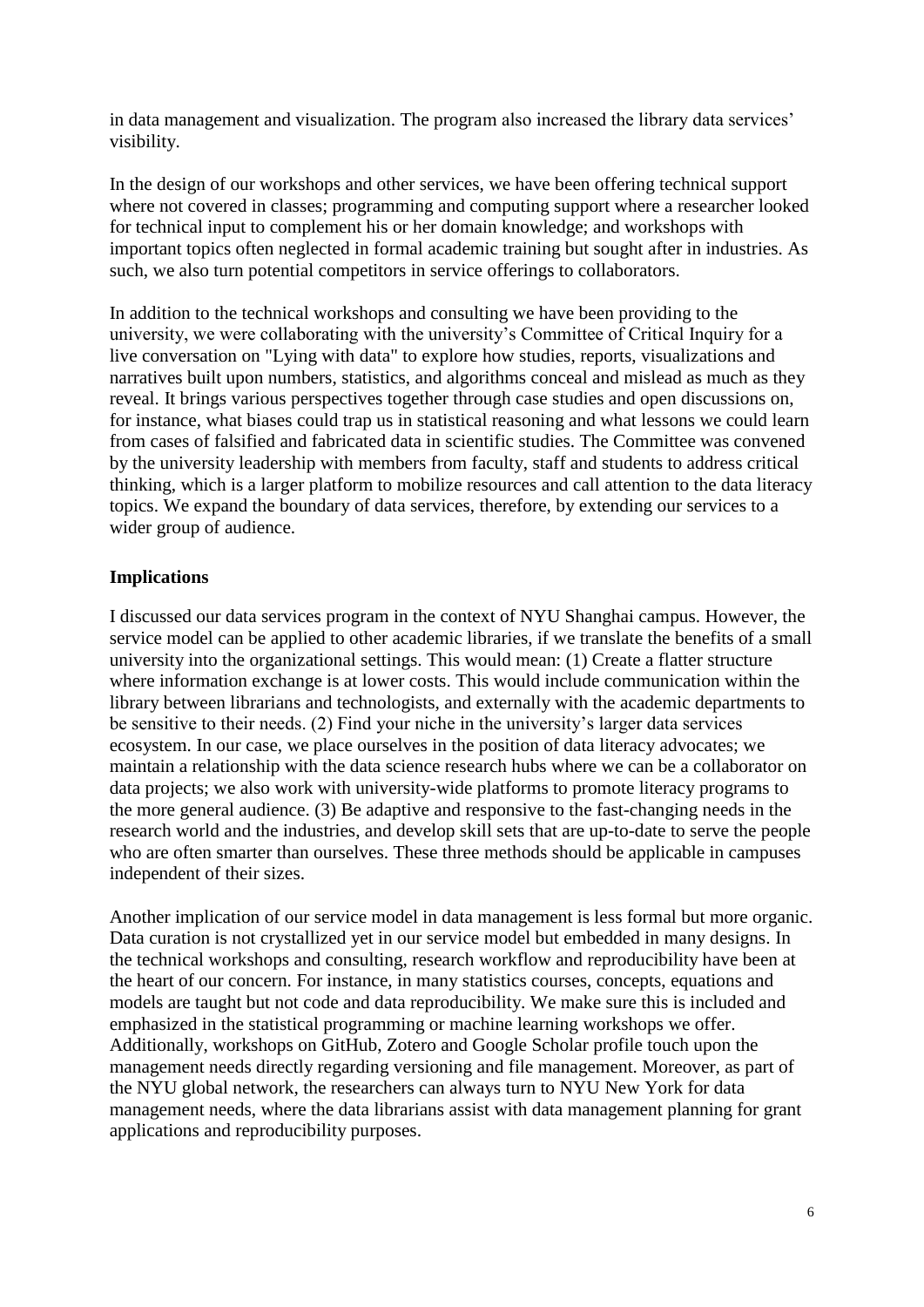in data management and visualization. The program also increased the library data services' visibility.

In the design of our workshops and other services, we have been offering technical support where not covered in classes; programming and computing support where a researcher looked for technical input to complement his or her domain knowledge; and workshops with important topics often neglected in formal academic training but sought after in industries. As such, we also turn potential competitors in service offerings to collaborators.

In addition to the technical workshops and consulting we have been providing to the university, we were collaborating with the university's Committee of Critical Inquiry for a live conversation on "Lying with data" to explore how studies, reports, visualizations and narratives built upon numbers, statistics, and algorithms conceal and mislead as much as they reveal. It brings various perspectives together through case studies and open discussions on, for instance, what biases could trap us in statistical reasoning and what lessons we could learn from cases of falsified and fabricated data in scientific studies. The Committee was convened by the university leadership with members from faculty, staff and students to address critical thinking, which is a larger platform to mobilize resources and call attention to the data literacy topics. We expand the boundary of data services, therefore, by extending our services to a wider group of audience.

**Implications**

I discussed our data services program in the context of NYU Shanghai campus. However, the service model can be applied to other academic libraries, if we translate the benefits of a small university into the organizational settings. This would mean: (1) Create a flatter structure where information exchange is at lower costs. This would include communication within the library between librarians and technologists, and externally with the academic departments to be sensitive to their needs. (2) Find your niche in the university's larger data services ecosystem. In our case, we place ourselves in the position of data literacy advocates; we maintain a relationship with the data science research hubs where we can be a collaborator on data projects; we also work with university-wide platforms to promote literacy programs to the more general audience. (3) Be adaptive and responsive to the fast-changing needs in the research world and the industries, and develop skill sets that are up-to-date to serve the people who are often smarter than ourselves. These three methods should be applicable in campuses independent of their sizes.

Another implication of our service model in data management is less formal but more organic. Data curation is not crystallized yet in our service model but embedded in many designs. In the technical workshops and consulting, research workflow and reproducibility have been at the heart of our concern. For instance, in many statistics courses, concepts, equations and models are taught but not code and data reproducibility. We make sure this is included and emphasized in the statistical programming or machine learning workshops we offer. Additionally, workshops on GitHub, Zotero and Google Scholar profile touch upon the management needs directly regarding versioning and file management. Moreover, as part of the NYU global network, the researchers can always turn to NYU New York for data management needs, where the data librarians assist with data management planning for grant applications and reproducibility purposes.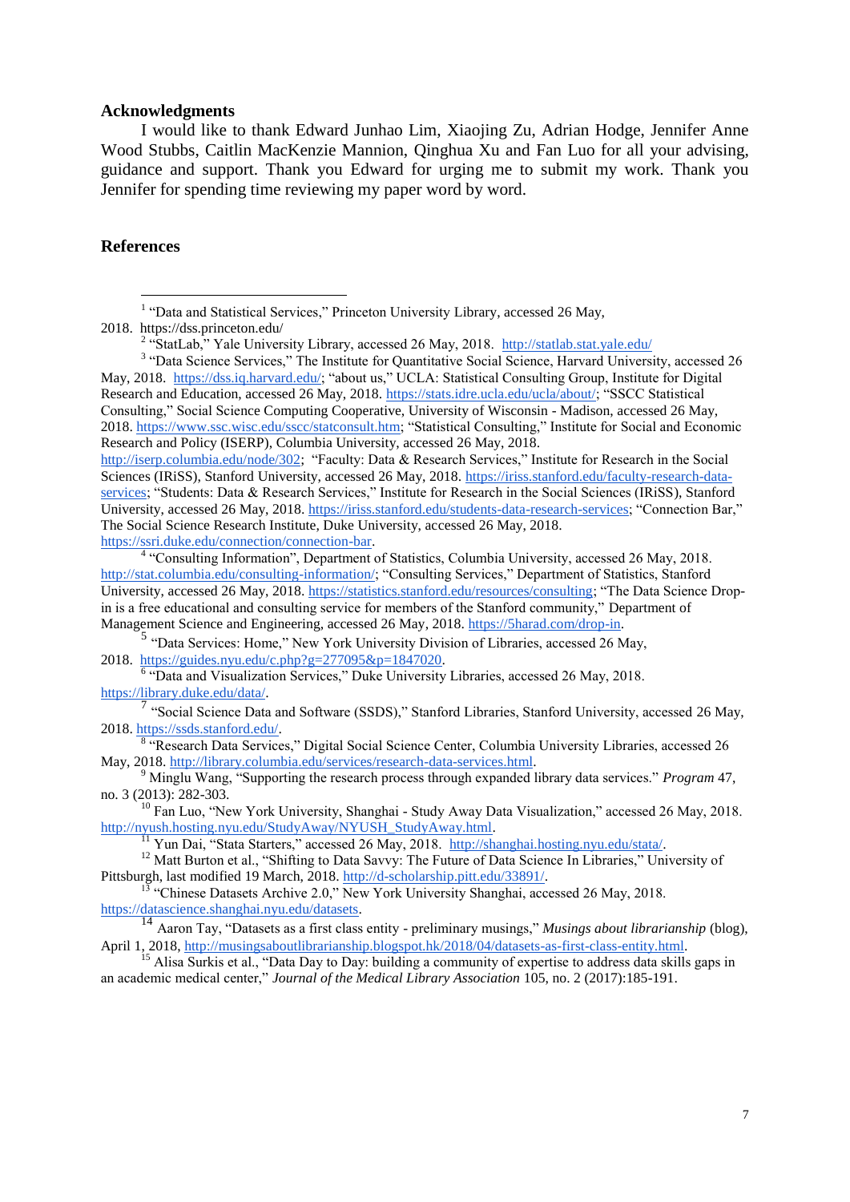## Acknowledgments

I would like to thank Edward Junhao Lim, Xiaojing Zu, Adrian Hodge, Jennifer Anne Wood Stubbs, Caitlin MacKenzie Mannion, Qinghua Xu and Fan Luo for all your advising, guidance and support. Thank you Edward for urging me to submit my work. Thank you Jennifer for spending time reviewing my paper word by word.

## References

[1] "Data and Statistical Services," Princeton University Library, accessed 26 May, 2018. https://dss.princeton.edu/

[2] "StatLab," Yale University Library, accessed 26 May, 2018. http://statlab.stat.yale.edu/

[3] "Data Science Services," The Institute for Quantitative Social Science, Harvard University, accessed 26 May, 2018. https://dss.iq.harvard.edu/; "about us," UCLA: Statistical Consulting Group, Institute for Digital Research and Education, accessed 26 May, 2018. https://stats.idre.ucla.edu/ucla/about/; "SSCC Statistical Consulting," Social Science Computing Cooperative, University of Wisconsin - Madison, accessed 26 May, 2018. https://www.ssc.wisc.edu/sscc/statconsult.htm; "Statistical Consulting," Institute for Social and Economic Research and Policy (ISERP), Columbia University, accessed 26 May, 2018. http://iserp.columbia.edu/node/302; "Faculty: Data & Research Services," Institute for Research in the Social Sciences (IRiSS), Stanford University, accessed 26 May, 2018. https://iriss.stanford.edu/faculty-research-data-services; "Students: Data & Research Services," Institute for Research in the Social Sciences (IRiSS), Stanford University, accessed 26 May, 2018. https://iriss.stanford.edu/students-data-research-services; "Connection Bar," The Social Science Research Institute, Duke University, accessed 26 May, 2018. https://ssri.duke.edu/connection/connection-bar.

[4] "Consulting Information", Department of Statistics, Columbia University, accessed 26 May, 2018. http://stat.columbia.edu/consulting-information/; "Consulting Services," Department of Statistics, Stanford University, accessed 26 May, 2018. https://statistics.stanford.edu/resources/consulting; "The Data Science Drop-in is a free educational and consulting service for members of the Stanford community," Department of Management Science and Engineering, accessed 26 May, 2018. https://5harad.com/drop-in.

[5] "Data Services: Home," New York University Division of Libraries, accessed 26 May, 2018. https://guides.nyu.edu/c.php?g=277095&p=1847020.

[6] "Data and Visualization Services," Duke University Libraries, accessed 26 May, 2018. https://library.duke.edu/data/.

[7] "Social Science Data and Software (SSDS)," Stanford Libraries, Stanford University, accessed 26 May, 2018. https://ssds.stanford.edu/.

[8] "Research Data Services," Digital Social Science Center, Columbia University Libraries, accessed 26 May, 2018. http://library.columbia.edu/services/research-data-services.html.

[9] Minglu Wang, "Supporting the research process through expanded library data services." *Program* 47, no. 3 (2013): 282-303.

[10] Fan Luo, "New York University, Shanghai - Study Away Data Visualization," accessed 26 May, 2018. http://nyush.hosting.nyu.edu/StudyAway/NYUSH_StudyAway.html.

[11] Yun Dai, "Stata Starters," accessed 26 May, 2018. http://shanghai.hosting.nyu.edu/stata/.

[12] Matt Burton et al., "Shifting to Data Savvy: The Future of Data Science In Libraries," University of Pittsburgh, last modified 19 March, 2018. http://d-scholarship.pitt.edu/33891/.

[13] "Chinese Datasets Archive 2.0," New York University Shanghai, accessed 26 May, 2018. https://datascience.shanghai.nyu.edu/datasets.

[14] Aaron Tay, "Datasets as a first class entity - preliminary musings," *Musings about librarianship* (blog), April 1, 2018, http://musingsaboutlibrarianship.blogspot.hk/2018/04/datasets-as-first-class-entity.html.

[15] Alisa Surkis et al., "Data Day to Day: building a community of expertise to address data skills gaps in an academic medical center," *Journal of the Medical Library Association* 105, no. 2 (2017):185-191.